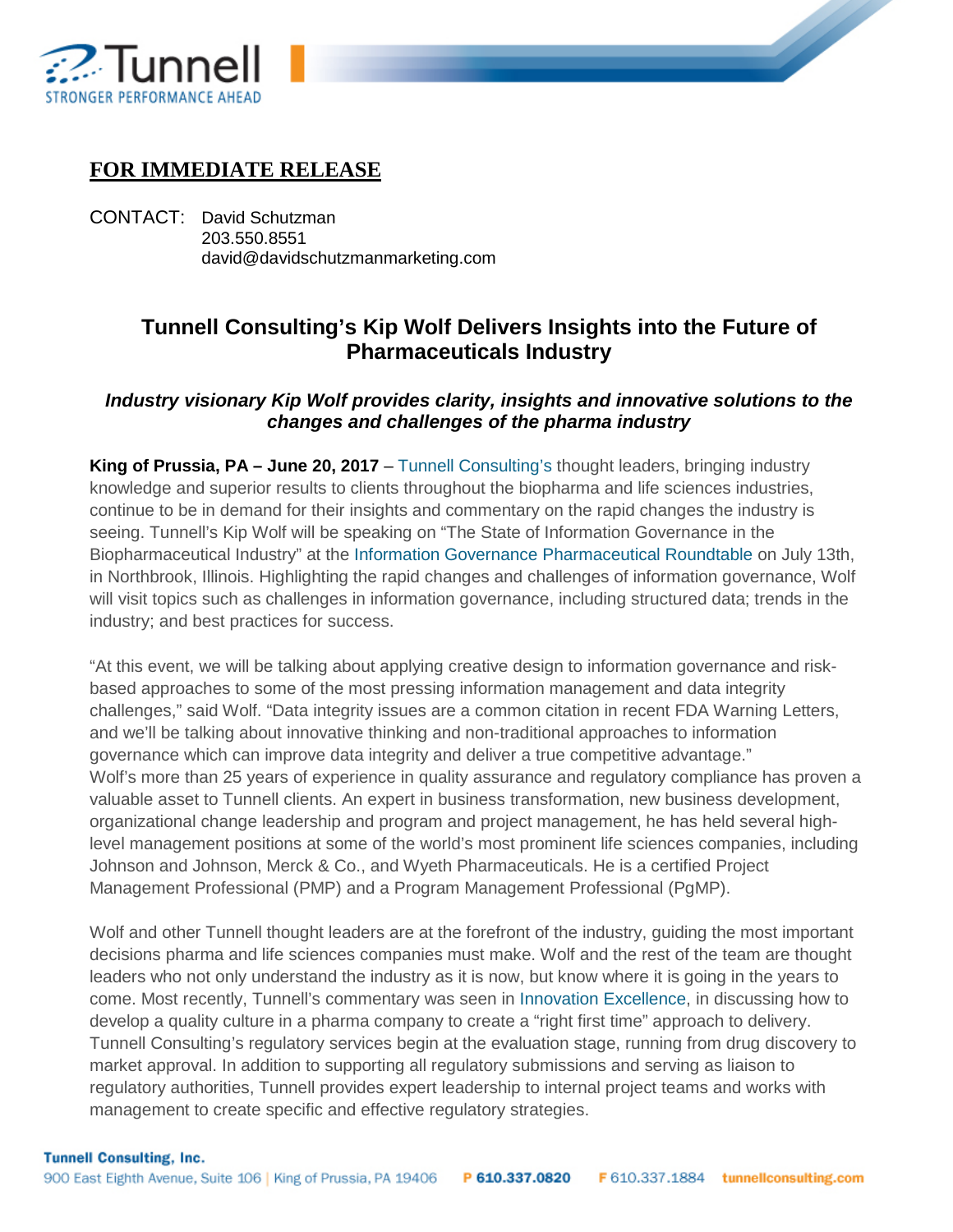**FOR IMMEDIATE RELEASE**

CONTACT: David Schutzman
203.550.8551
david@davidschutzmanmarketing.com

## Tunnell Consulting's Kip Wolf Delivers Insights into the Future of Pharmaceuticals Industry

***Industry visionary Kip Wolf provides clarity, insights and innovative solutions to the changes and challenges of the pharma industry***

**King of Prussia, PA – June 20, 2017** – Tunnell Consulting's thought leaders, bringing industry knowledge and superior results to clients throughout the biopharma and life sciences industries, continue to be in demand for their insights and commentary on the rapid changes the industry is seeing. Tunnell's Kip Wolf will be speaking on "The State of Information Governance in the Biopharmaceutical Industry" at the Information Governance Pharmaceutical Roundtable on July 13th, in Northbrook, Illinois. Highlighting the rapid changes and challenges of information governance, Wolf will visit topics such as challenges in information governance, including structured data; trends in the industry; and best practices for success.

"At this event, we will be talking about applying creative design to information governance and risk-based approaches to some of the most pressing information management and data integrity challenges," said Wolf. "Data integrity issues are a common citation in recent FDA Warning Letters, and we'll be talking about innovative thinking and non-traditional approaches to information governance which can improve data integrity and deliver a true competitive advantage."
Wolf's more than 25 years of experience in quality assurance and regulatory compliance has proven a valuable asset to Tunnell clients. An expert in business transformation, new business development, organizational change leadership and program and project management, he has held several high-level management positions at some of the world's most prominent life sciences companies, including Johnson and Johnson, Merck & Co., and Wyeth Pharmaceuticals. He is a certified Project Management Professional (PMP) and a Program Management Professional (PgMP).

Wolf and other Tunnell thought leaders are at the forefront of the industry, guiding the most important decisions pharma and life sciences companies must make. Wolf and the rest of the team are thought leaders who not only understand the industry as it is now, but know where it is going in the years to come. Most recently, Tunnell's commentary was seen in Innovation Excellence, in discussing how to develop a quality culture in a pharma company to create a "right first time" approach to delivery. Tunnell Consulting's regulatory services begin at the evaluation stage, running from drug discovery to market approval. In addition to supporting all regulatory submissions and serving as liaison to regulatory authorities, Tunnell provides expert leadership to internal project teams and works with management to create specific and effective regulatory strategies.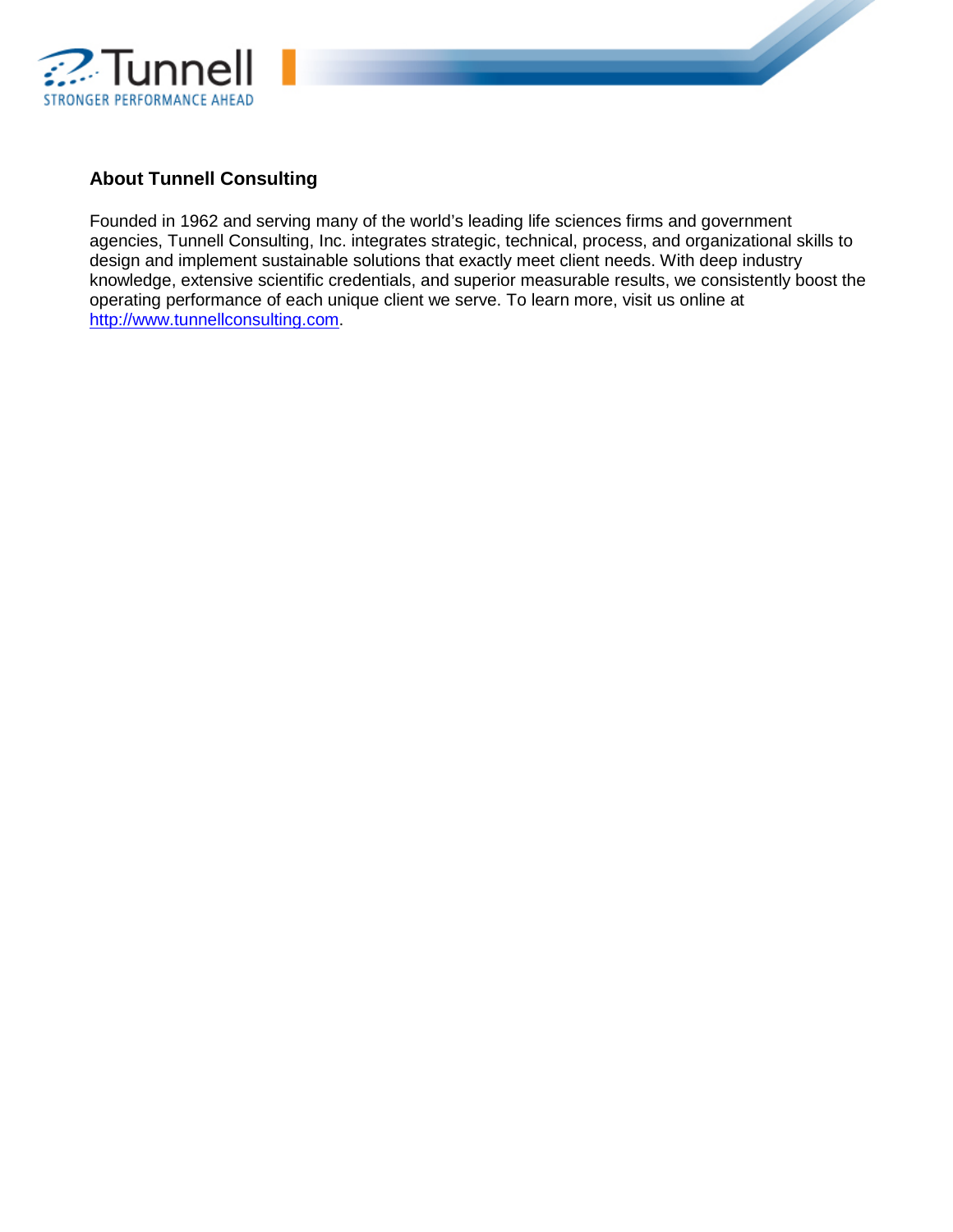## About Tunnell Consulting

Founded in 1962 and serving many of the world's leading life sciences firms and government agencies, Tunnell Consulting, Inc. integrates strategic, technical, process, and organizational skills to design and implement sustainable solutions that exactly meet client needs. With deep industry knowledge, extensive scientific credentials, and superior measurable results, we consistently boost the operating performance of each unique client we serve. To learn more, visit us online at http://www.tunnellconsulting.com.